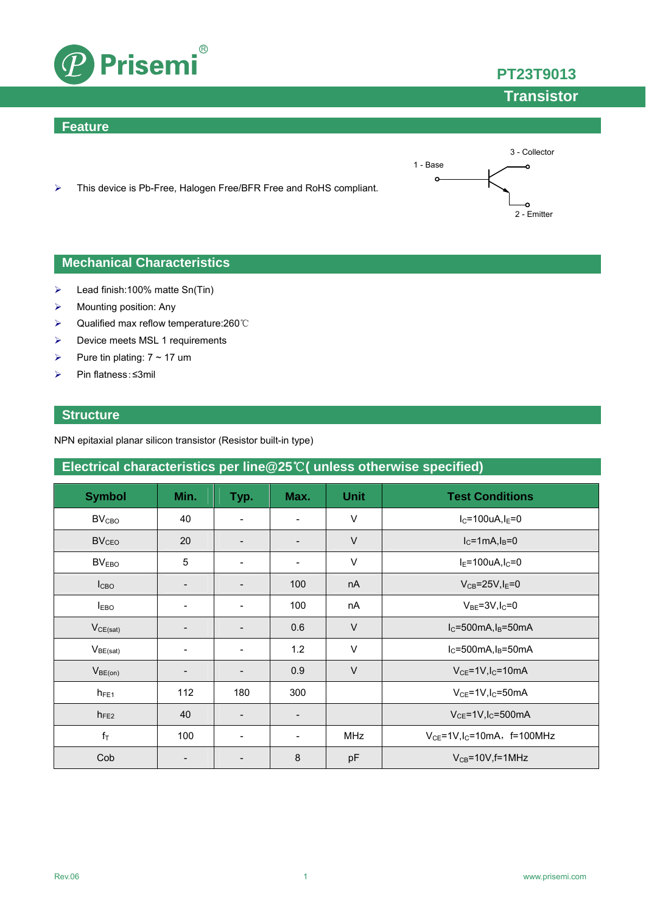# PT23T9013

## Transistor

## Feature

- This device is Pb-Free, Halogen Free/BFR Free and RoHS compliant.

1 - Base
3 - Collector
2 - Emitter

## Mechanical Characteristics

- Lead finish:100% matte Sn(Tin)
- Mounting position: Any
- Qualified max reflow temperature:260℃
- Device meets MSL 1 requirements
- Pure tin plating: 7 ~ 17 um
- Pin flatness:≤3mil

## Structure

NPN epitaxial planar silicon transistor (Resistor built-in type)

## Electrical characteristics per line@25℃( unless otherwise specified)

| Symbol | Min. | Typ. | Max. | Unit | Test Conditions |
|---|---|---|---|---|---|
| $BV_{CBO}$ | 40 | - | - | V | $I_C$=100uA,$I_E$=0 |
| $BV_{CEO}$ | 20 | - | - | V | $I_C$=1mA,$I_B$=0 |
| $BV_{EBO}$ | 5 | - | - | V | $I_E$=100uA,$I_C$=0 |
| $I_{CBO}$ | - | - | 100 | nA | $V_{CB}$=25V,$I_E$=0 |
| $I_{EBO}$ | - | - | 100 | nA | $V_{BE}$=3V,$I_C$=0 |
| $V_{CE(sat)}$ | - | - | 0.6 | V | $I_C$=500mA,$I_B$=50mA |
| $V_{BE(sat)}$ | - | - | 1.2 | V | $I_C$=500mA,$I_B$=50mA |
| $V_{BE(on)}$ | - | - | 0.9 | V | $V_{CE}$=1V,$I_C$=10mA |
| $h_{FE1}$ | 112 | 180 | 300 | | $V_{CE}$=1V,$I_C$=50mA |
| $h_{FE2}$ | 40 | - | - | | $V_{CE}$=1V,$I_C$=500mA |
| $f_T$ | 100 | - | - | MHz | $V_{CE}$=1V,$I_C$=10mA， f=100MHz |
| Cob | - | - | 8 | pF | $V_{CB}$=10V,f=1MHz |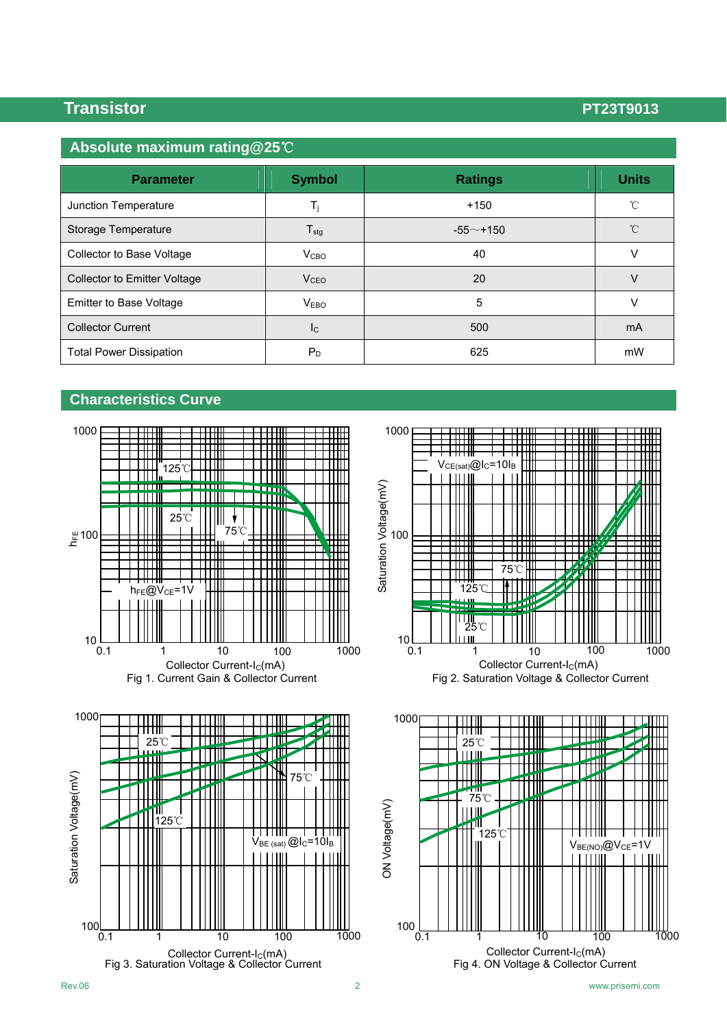## Absolute maximum rating@25℃

| Parameter | Symbol | Ratings | Units |
|---|---|---|---|
| Junction Temperature | $T_j$ | +150 | ℃ |
| Storage Temperature | $T_{stg}$ | -55～+150 | ℃ |
| Collector to Base Voltage | $V_{CBO}$ | 40 | V |
| Collector to Emitter Voltage | $V_{CEO}$ | 20 | V |
| Emitter to Base Voltage | $V_{EBO}$ | 5 | V |
| Collector Current | $I_C$ | 500 | mA |
| Total Power Dissipation | $P_D$ | 625 | mW |

## Characteristics Curve

Fig 1. Current Gain & Collector Current

Fig 2. Saturation Voltage & Collector Current

Fig 3. Saturation Voltage & Collector Current

Fig 4. ON Voltage & Collector Current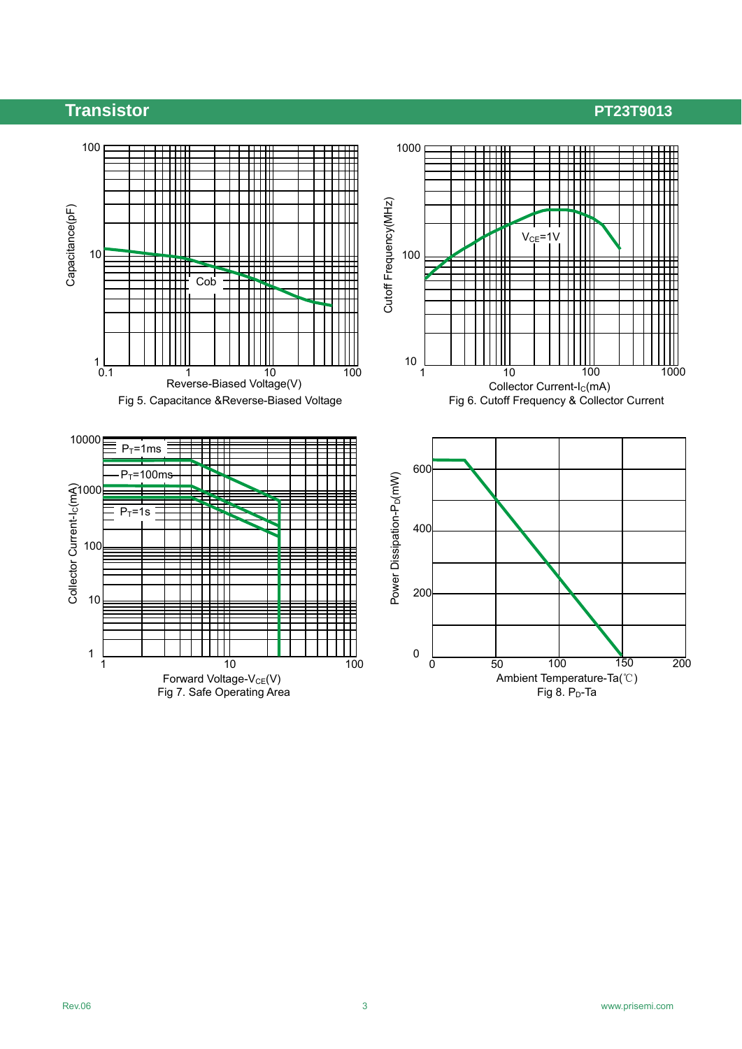Fig 5. Capacitance &Reverse-Biased Voltage

Fig 6. Cutoff Frequency & Collector Current

Fig 7. Safe Operating Area

Fig 8. $P_D$-Ta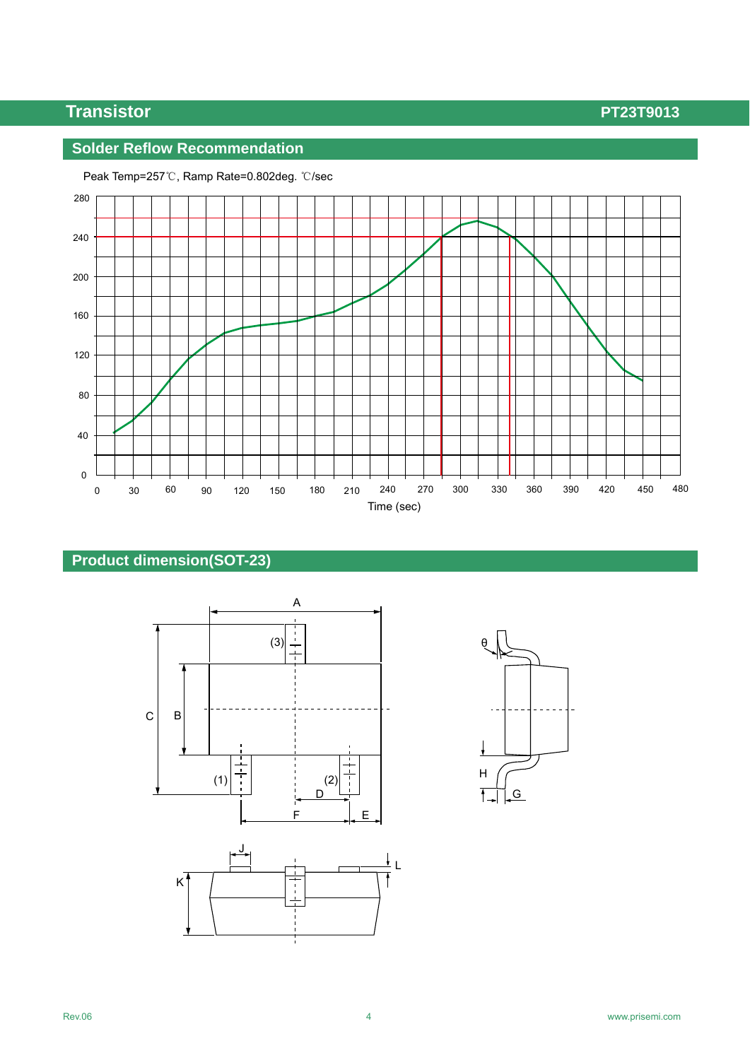## Solder Reflow Recommendation

Peak Temp=257℃, Ramp Rate=0.802deg. ℃/sec

## Product dimension(SOT-23)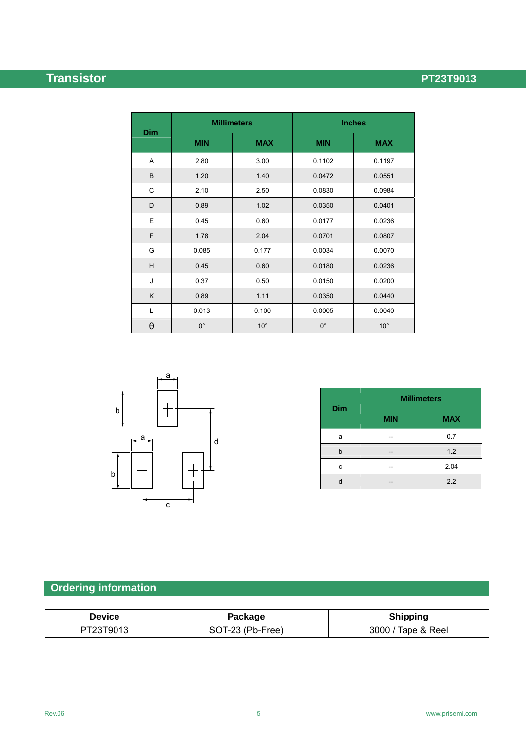| Dim | Millimeters | | Inches | |
|---|---|---|---|---|
| | MIN | MAX | MIN | MAX |
| A | 2.80 | 3.00 | 0.1102 | 0.1197 |
| B | 1.20 | 1.40 | 0.0472 | 0.0551 |
| C | 2.10 | 2.50 | 0.0830 | 0.0984 |
| D | 0.89 | 1.02 | 0.0350 | 0.0401 |
| E | 0.45 | 0.60 | 0.0177 | 0.0236 |
| F | 1.78 | 2.04 | 0.0701 | 0.0807 |
| G | 0.085 | 0.177 | 0.0034 | 0.0070 |
| H | 0.45 | 0.60 | 0.0180 | 0.0236 |
| J | 0.37 | 0.50 | 0.0150 | 0.0200 |
| K | 0.89 | 1.11 | 0.0350 | 0.0440 |
| L | 0.013 | 0.100 | 0.0005 | 0.0040 |
| θ | 0° | 10° | 0° | 10° |

| Dim | Millimeters | |
|---|---|---|
| | MIN | MAX |
| a | -- | 0.7 |
| b | -- | 1.2 |
| c | -- | 2.04 |
| d | -- | 2.2 |

## Ordering information

| Device | Package | Shipping |
|---|---|---|
| PT23T9013 | SOT-23 (Pb-Free) | 3000 / Tape & Reel |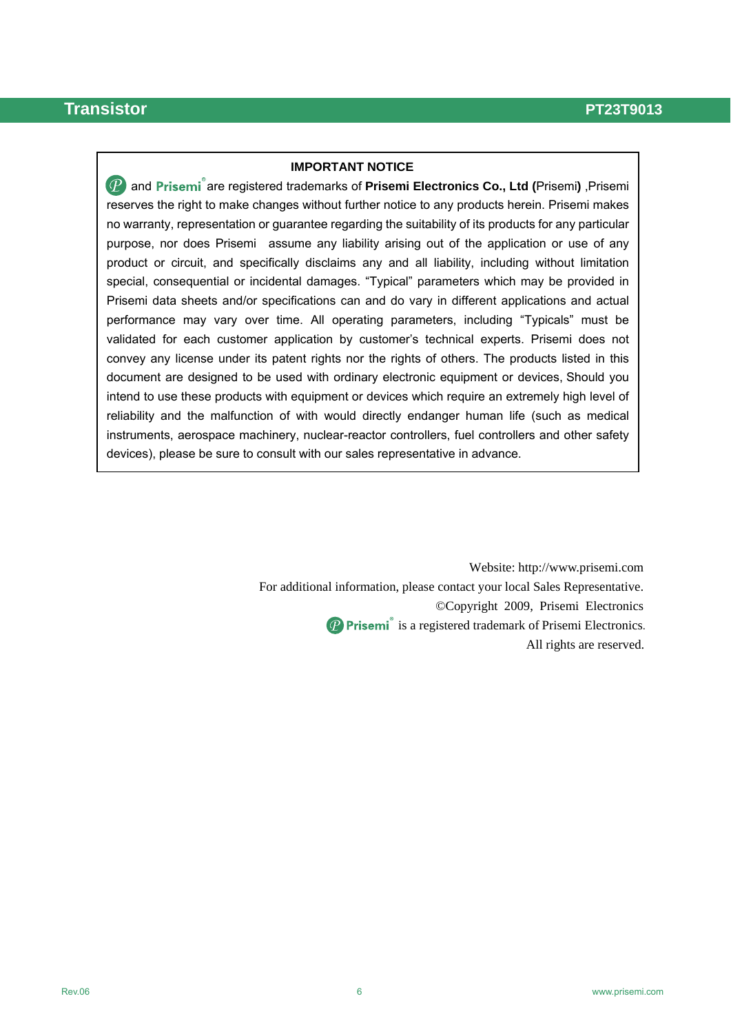## IMPORTANT NOTICE

and Prisemi® are registered trademarks of **Prisemi Electronics Co., Ltd (**Prisemi**)** ,Prisemi reserves the right to make changes without further notice to any products herein. Prisemi makes no warranty, representation or guarantee regarding the suitability of its products for any particular purpose, nor does Prisemi assume any liability arising out of the application or use of any product or circuit, and specifically disclaims any and all liability, including without limitation special, consequential or incidental damages. "Typical" parameters which may be provided in Prisemi data sheets and/or specifications can and do vary in different applications and actual performance may vary over time. All operating parameters, including "Typicals" must be validated for each customer application by customer's technical experts. Prisemi does not convey any license under its patent rights nor the rights of others. The products listed in this document are designed to be used with ordinary electronic equipment or devices, Should you intend to use these products with equipment or devices which require an extremely high level of reliability and the malfunction of with would directly endanger human life (such as medical instruments, aerospace machinery, nuclear-reactor controllers, fuel controllers and other safety devices), please be sure to consult with our sales representative in advance.

Website: http://www.prisemi.com

For additional information, please contact your local Sales Representative.

©Copyright 2009, Prisemi Electronics

Prisemi® is a registered trademark of Prisemi Electronics.

All rights are reserved.